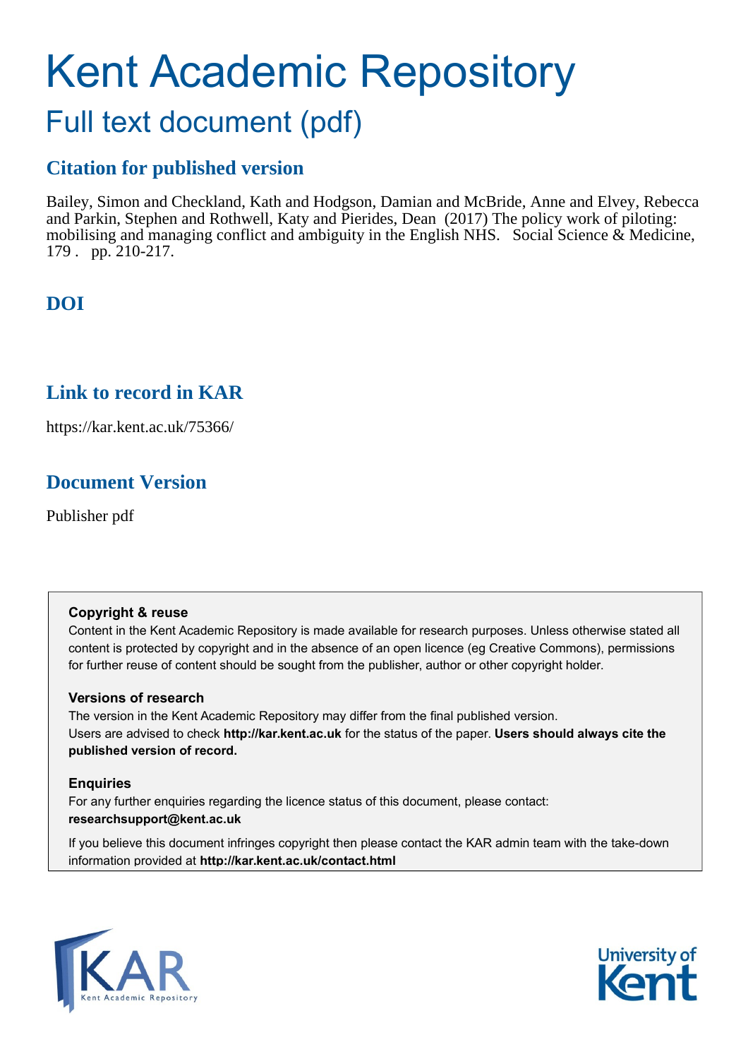# Kent Academic Repository

## Full text document (pdf)

### Citation for published version

Bailey, Simon and Checkland, Kath and Hodgson, Damian and McBride, Anne and Elvey, Rebecca and Parkin, Stephen and Rothwell, Katy and Pierides, Dean (2017) The policy work of piloting: mobilising and managing conflict and ambiguity in the English NHS. Social Science & Medicine, 179 . pp. 210-217.

### DOI

### Link to record in KAR

https://kar.kent.ac.uk/75366/

### Document Version

Publisher pdf

**Copyright & reuse**

Content in the Kent Academic Repository is made available for research purposes. Unless otherwise stated all content is protected by copyright and in the absence of an open licence (eg Creative Commons), permissions for further reuse of content should be sought from the publisher, author or other copyright holder.

**Versions of research**

The version in the Kent Academic Repository may differ from the final published version.
Users are advised to check **http://kar.kent.ac.uk** for the status of the paper. **Users should always cite the published version of record.**

**Enquiries**

For any further enquiries regarding the licence status of this document, please contact:
**researchsupport@kent.ac.uk**

If you believe this document infringes copyright then please contact the KAR admin team with the take-down information provided at **http://kar.kent.ac.uk/contact.html**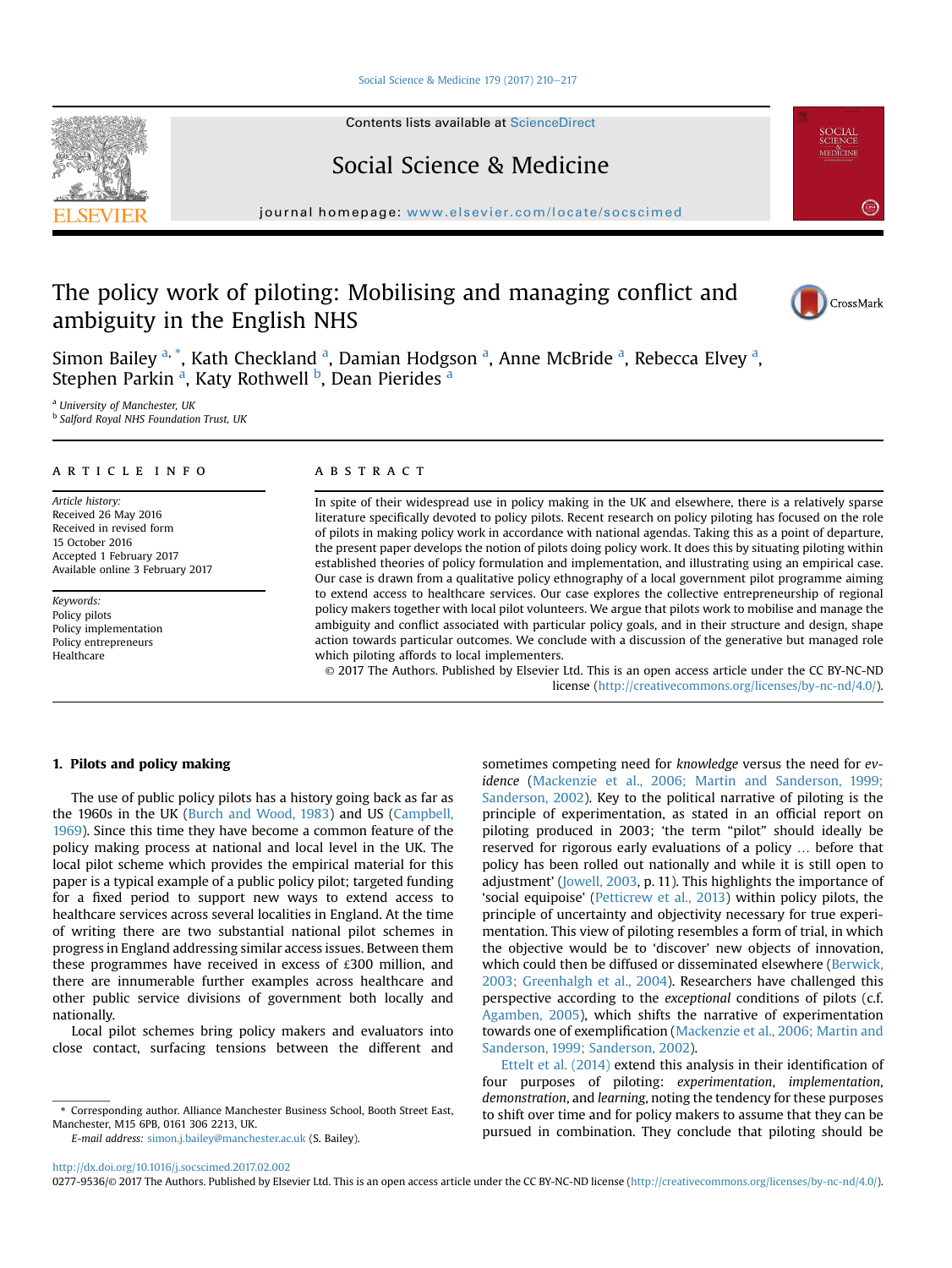# The policy work of piloting: Mobilising and managing conflict and ambiguity in the English NHS

Simon Bailey [a,*], Kath Checkland [a], Damian Hodgson [a], Anne McBride [a], Rebecca Elvey [a], Stephen Parkin [a], Katy Rothwell [b], Dean Pierides [a]

[a] University of Manchester, UK
[b] Salford Royal NHS Foundation Trust, UK

## ARTICLE INFO

*Article history:*
Received 26 May 2016
Received in revised form
15 October 2016
Accepted 1 February 2017
Available online 3 February 2017

*Keywords:*
Policy pilots
Policy implementation
Policy entrepreneurs
Healthcare

## ABSTRACT

In spite of their widespread use in policy making in the UK and elsewhere, there is a relatively sparse literature specifically devoted to policy pilots. Recent research on policy piloting has focused on the role of pilots in making policy work in accordance with national agendas. Taking this as a point of departure, the present paper develops the notion of pilots doing policy work. It does this by situating piloting within established theories of policy formulation and implementation, and illustrating using an empirical case. Our case is drawn from a qualitative policy ethnography of a local government pilot programme aiming to extend access to healthcare services. Our case explores the collective entrepreneurship of regional policy makers together with local pilot volunteers. We argue that pilots work to mobilise and manage the ambiguity and conflict associated with particular policy goals, and in their structure and design, shape action towards particular outcomes. We conclude with a discussion of the generative but managed role which piloting affords to local implementers.

© 2017 The Authors. Published by Elsevier Ltd. This is an open access article under the CC BY-NC-ND license (http://creativecommons.org/licenses/by-nc-nd/4.0/).

## 1. Pilots and policy making

The use of public policy pilots has a history going back as far as the 1960s in the UK (Burch and Wood, 1983) and US (Campbell, 1969). Since this time they have become a common feature of the policy making process at national and local level in the UK. The local pilot scheme which provides the empirical material for this paper is a typical example of a public policy pilot; targeted funding for a fixed period to support new ways to extend access to healthcare services across several localities in England. At the time of writing there are two substantial national pilot schemes in progress in England addressing similar access issues. Between them these programmes have received in excess of £300 million, and there are innumerable further examples across healthcare and other public service divisions of government both locally and nationally.

Local pilot schemes bring policy makers and evaluators into close contact, surfacing tensions between the different and sometimes competing need for *knowledge* versus the need for *evidence* (Mackenzie et al., 2006; Martin and Sanderson, 1999; Sanderson, 2002). Key to the political narrative of piloting is the principle of experimentation, as stated in an official report on piloting produced in 2003; 'the term "pilot" should ideally be reserved for rigorous early evaluations of a policy … before that policy has been rolled out nationally and while it is still open to adjustment' (Jowell, 2003, p. 11). This highlights the importance of 'social equipoise' (Petticrew et al., 2013) within policy pilots, the principle of uncertainty and objectivity necessary for true experimentation. This view of piloting resembles a form of trial, in which the objective would be to 'discover' new objects of innovation, which could then be diffused or disseminated elsewhere (Berwick, 2003; Greenhalgh et al., 2004). Researchers have challenged this perspective according to the *exceptional* conditions of pilots (c.f. Agamben, 2005), which shifts the narrative of experimentation towards one of exemplification (Mackenzie et al., 2006; Martin and Sanderson, 1999; Sanderson, 2002).

Ettelt et al. (2014) extend this analysis in their identification of four purposes of piloting: *experimentation*, *implementation*, *demonstration*, and *learning*, noting the tendency for these purposes to shift over time and for policy makers to assume that they can be pursued in combination. They conclude that piloting should be

* Corresponding author. Alliance Manchester Business School, Booth Street East, Manchester, M15 6PB, 0161 306 2213, UK.
E-mail address: simon.j.bailey@manchester.ac.uk (S. Bailey).

http://dx.doi.org/10.1016/j.socscimed.2017.02.002
0277-9536/© 2017 The Authors. Published by Elsevier Ltd. This is an open access article under the CC BY-NC-ND license (http://creativecommons.org/licenses/by-nc-nd/4.0/).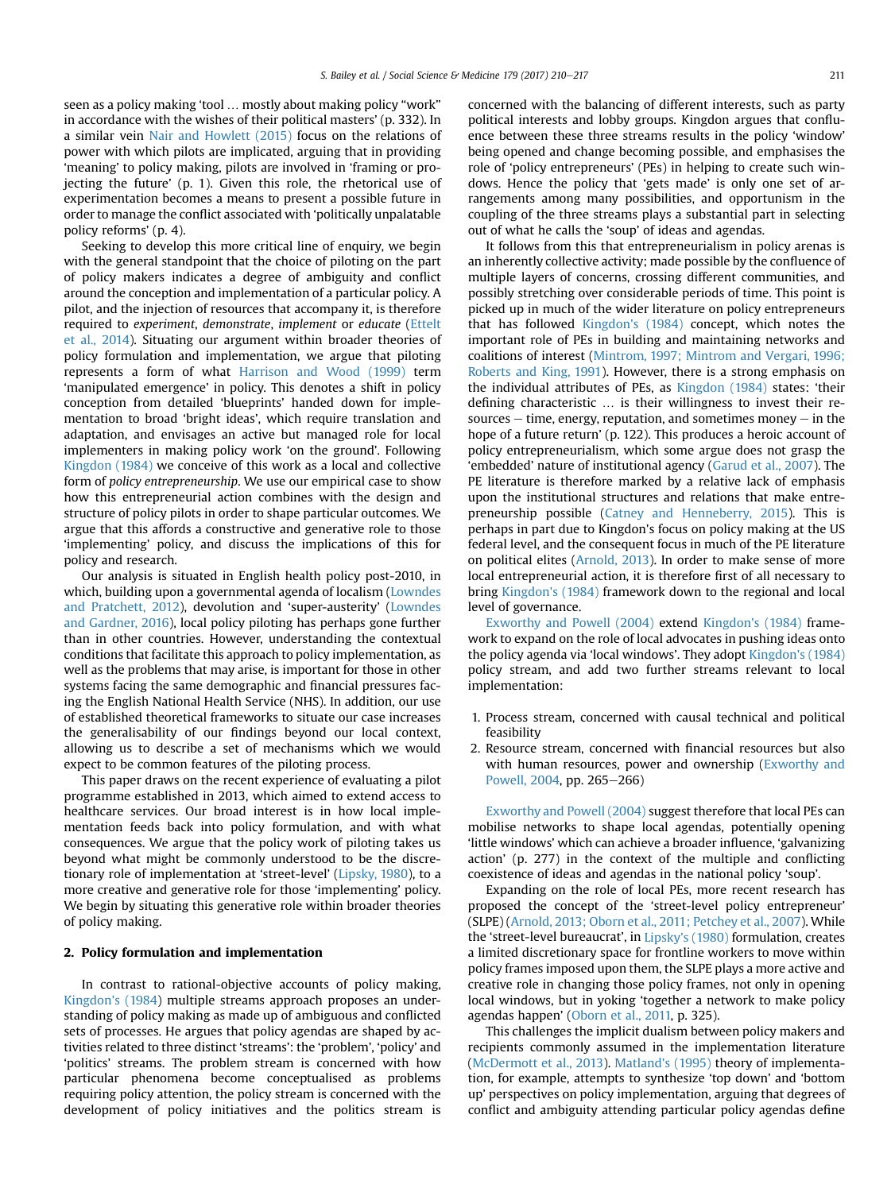seen as a policy making 'tool … mostly about making policy "work" in accordance with the wishes of their political masters' (p. 332). In a similar vein Nair and Howlett (2015) focus on the relations of power with which pilots are implicated, arguing that in providing 'meaning' to policy making, pilots are involved in 'framing or projecting the future' (p. 1). Given this role, the rhetorical use of experimentation becomes a means to present a possible future in order to manage the conflict associated with 'politically unpalatable policy reforms' (p. 4).

Seeking to develop this more critical line of enquiry, we begin with the general standpoint that the choice of piloting on the part of policy makers indicates a degree of ambiguity and conflict around the conception and implementation of a particular policy. A pilot, and the injection of resources that accompany it, is therefore required to *experiment*, *demonstrate*, *implement* or *educate* (Ettelt et al., 2014). Situating our argument within broader theories of policy formulation and implementation, we argue that piloting represents a form of what Harrison and Wood (1999) term 'manipulated emergence' in policy. This denotes a shift in policy conception from detailed 'blueprints' handed down for implementation to broad 'bright ideas', which require translation and adaptation, and envisages an active but managed role for local implementers in making policy work 'on the ground'. Following Kingdon (1984) we conceive of this work as a local and collective form of *policy entrepreneurship*. We use our empirical case to show how this entrepreneurial action combines with the design and structure of policy pilots in order to shape particular outcomes. We argue that this affords a constructive and generative role to those 'implementing' policy, and discuss the implications of this for policy and research.

Our analysis is situated in English health policy post-2010, in which, building upon a governmental agenda of localism (Lowndes and Pratchett, 2012), devolution and 'super-austerity' (Lowndes and Gardner, 2016), local policy piloting has perhaps gone further than in other countries. However, understanding the contextual conditions that facilitate this approach to policy implementation, as well as the problems that may arise, is important for those in other systems facing the same demographic and financial pressures facing the English National Health Service (NHS). In addition, our use of established theoretical frameworks to situate our case increases the generalisability of our findings beyond our local context, allowing us to describe a set of mechanisms which we would expect to be common features of the piloting process.

This paper draws on the recent experience of evaluating a pilot programme established in 2013, which aimed to extend access to healthcare services. Our broad interest is in how local implementation feeds back into policy formulation, and with what consequences. We argue that the policy work of piloting takes us beyond what might be commonly understood to be the discretionary role of implementation at 'street-level' (Lipsky, 1980), to a more creative and generative role for those 'implementing' policy. We begin by situating this generative role within broader theories of policy making.

## 2. Policy formulation and implementation

In contrast to rational-objective accounts of policy making, Kingdon's (1984) multiple streams approach proposes an understanding of policy making as made up of ambiguous and conflicted sets of processes. He argues that policy agendas are shaped by activities related to three distinct 'streams': the 'problem', 'policy' and 'politics' streams. The problem stream is concerned with how particular phenomena become conceptualised as problems requiring policy attention, the policy stream is concerned with the development of policy initiatives and the politics stream is concerned with the balancing of different interests, such as party political interests and lobby groups. Kingdon argues that confluence between these three streams results in the policy 'window' being opened and change becoming possible, and emphasises the role of 'policy entrepreneurs' (PEs) in helping to create such windows. Hence the policy that 'gets made' is only one set of arrangements among many possibilities, and opportunism in the coupling of the three streams plays a substantial part in selecting out of what he calls the 'soup' of ideas and agendas.

It follows from this that entrepreneurialism in policy arenas is an inherently collective activity; made possible by the confluence of multiple layers of concerns, crossing different communities, and possibly stretching over considerable periods of time. This point is picked up in much of the wider literature on policy entrepreneurs that has followed Kingdon's (1984) concept, which notes the important role of PEs in building and maintaining networks and coalitions of interest (Mintrom, 1997; Mintrom and Vergari, 1996; Roberts and King, 1991). However, there is a strong emphasis on the individual attributes of PEs, as Kingdon (1984) states: 'their defining characteristic … is their willingness to invest their resources – time, energy, reputation, and sometimes money – in the hope of a future return' (p. 122). This produces a heroic account of policy entrepreneurialism, which some argue does not grasp the 'embedded' nature of institutional agency (Garud et al., 2007). The PE literature is therefore marked by a relative lack of emphasis upon the institutional structures and relations that make entrepreneurship possible (Catney and Henneberry, 2015). This is perhaps in part due to Kingdon's focus on policy making at the US federal level, and the consequent focus in much of the PE literature on political elites (Arnold, 2013). In order to make sense of more local entrepreneurial action, it is therefore first of all necessary to bring Kingdon's (1984) framework down to the regional and local level of governance.

Exworthy and Powell (2004) extend Kingdon's (1984) framework to expand on the role of local advocates in pushing ideas onto the policy agenda via 'local windows'. They adopt Kingdon's (1984) policy stream, and add two further streams relevant to local implementation:

1. Process stream, concerned with causal technical and political feasibility
2. Resource stream, concerned with financial resources but also with human resources, power and ownership (Exworthy and Powell, 2004, pp. 265–266)

Exworthy and Powell (2004) suggest therefore that local PEs can mobilise networks to shape local agendas, potentially opening 'little windows' which can achieve a broader influence, 'galvanizing action' (p. 277) in the context of the multiple and conflicting coexistence of ideas and agendas in the national policy 'soup'.

Expanding on the role of local PEs, more recent research has proposed the concept of the 'street-level policy entrepreneur' (SLPE) (Arnold, 2013; Oborn et al., 2011; Petchey et al., 2007). While the 'street-level bureaucrat', in Lipsky's (1980) formulation, creates a limited discretionary space for frontline workers to move within policy frames imposed upon them, the SLPE plays a more active and creative role in changing those policy frames, not only in opening local windows, but in yoking 'together a network to make policy agendas happen' (Oborn et al., 2011, p. 325).

This challenges the implicit dualism between policy makers and recipients commonly assumed in the implementation literature (McDermott et al., 2013). Matland's (1995) theory of implementation, for example, attempts to synthesize 'top down' and 'bottom up' perspectives on policy implementation, arguing that degrees of conflict and ambiguity attending particular policy agendas define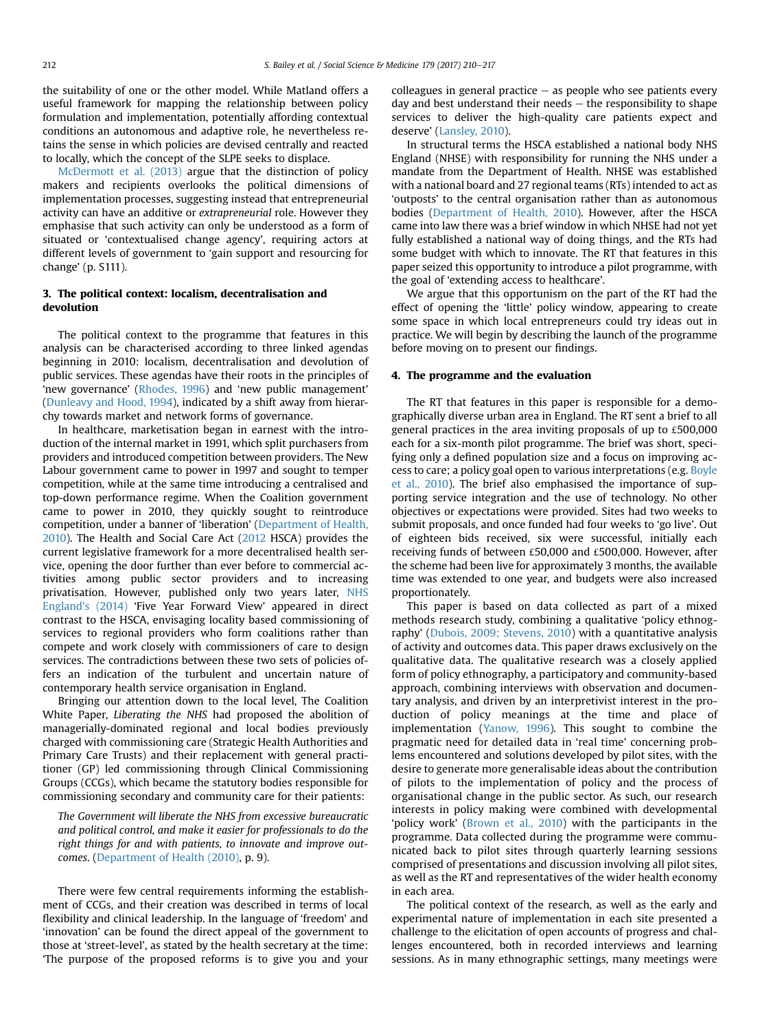the suitability of one or the other model. While Matland offers a useful framework for mapping the relationship between policy formulation and implementation, potentially affording contextual conditions an autonomous and adaptive role, he nevertheless retains the sense in which policies are devised centrally and reacted to locally, which the concept of the SLPE seeks to displace.

McDermott et al. (2013) argue that the distinction of policy makers and recipients overlooks the political dimensions of implementation processes, suggesting instead that entrepreneurial activity can have an additive or *extrapreneurial* role. However they emphasise that such activity can only be understood as a form of situated or 'contextualised change agency', requiring actors at different levels of government to 'gain support and resourcing for change' (p. S111).

## 3. The political context: localism, decentralisation and devolution

The political context to the programme that features in this analysis can be characterised according to three linked agendas beginning in 2010: localism, decentralisation and devolution of public services. These agendas have their roots in the principles of 'new governance' (Rhodes, 1996) and 'new public management' (Dunleavy and Hood, 1994), indicated by a shift away from hierarchy towards market and network forms of governance.

In healthcare, marketisation began in earnest with the introduction of the internal market in 1991, which split purchasers from providers and introduced competition between providers. The New Labour government came to power in 1997 and sought to temper competition, while at the same time introducing a centralised and top-down performance regime. When the Coalition government came to power in 2010, they quickly sought to reintroduce competition, under a banner of 'liberation' (Department of Health, 2010). The Health and Social Care Act (2012 HSCA) provides the current legislative framework for a more decentralised health service, opening the door further than ever before to commercial activities among public sector providers and to increasing privatisation. However, published only two years later, NHS England's (2014) 'Five Year Forward View' appeared in direct contrast to the HSCA, envisaging locality based commissioning of services to regional providers who form coalitions rather than compete and work closely with commissioners of care to design services. The contradictions between these two sets of policies offers an indication of the turbulent and uncertain nature of contemporary health service organisation in England.

Bringing our attention down to the local level, The Coalition White Paper, *Liberating the NHS* had proposed the abolition of managerially-dominated regional and local bodies previously charged with commissioning care (Strategic Health Authorities and Primary Care Trusts) and their replacement with general practitioner (GP) led commissioning through Clinical Commissioning Groups (CCGs), which became the statutory bodies responsible for commissioning secondary and community care for their patients:

> *The Government will liberate the NHS from excessive bureaucratic and political control, and make it easier for professionals to do the right things for and with patients, to innovate and improve outcomes*. (Department of Health (2010), p. 9).

There were few central requirements informing the establishment of CCGs, and their creation was described in terms of local flexibility and clinical leadership. In the language of 'freedom' and 'innovation' can be found the direct appeal of the government to those at 'street-level', as stated by the health secretary at the time: 'The purpose of the proposed reforms is to give you and your colleagues in general practice – as people who see patients every day and best understand their needs – the responsibility to shape services to deliver the high-quality care patients expect and deserve' (Lansley, 2010).

In structural terms the HSCA established a national body NHS England (NHSE) with responsibility for running the NHS under a mandate from the Department of Health. NHSE was established with a national board and 27 regional teams (RTs) intended to act as 'outposts' to the central organisation rather than as autonomous bodies (Department of Health, 2010). However, after the HSCA came into law there was a brief window in which NHSE had not yet fully established a national way of doing things, and the RTs had some budget with which to innovate. The RT that features in this paper seized this opportunity to introduce a pilot programme, with the goal of 'extending access to healthcare'.

We argue that this opportunism on the part of the RT had the effect of opening the 'little' policy window, appearing to create some space in which local entrepreneurs could try ideas out in practice. We will begin by describing the launch of the programme before moving on to present our findings.

## 4. The programme and the evaluation

The RT that features in this paper is responsible for a demographically diverse urban area in England. The RT sent a brief to all general practices in the area inviting proposals of up to £500,000 each for a six-month pilot programme. The brief was short, specifying only a defined population size and a focus on improving access to care; a policy goal open to various interpretations (e.g. Boyle et al., 2010). The brief also emphasised the importance of supporting service integration and the use of technology. No other objectives or expectations were provided. Sites had two weeks to submit proposals, and once funded had four weeks to 'go live'. Out of eighteen bids received, six were successful, initially each receiving funds of between £50,000 and £500,000. However, after the scheme had been live for approximately 3 months, the available time was extended to one year, and budgets were also increased proportionately.

This paper is based on data collected as part of a mixed methods research study, combining a qualitative 'policy ethnography' (Dubois, 2009; Stevens, 2010) with a quantitative analysis of activity and outcomes data. This paper draws exclusively on the qualitative data. The qualitative research was a closely applied form of policy ethnography, a participatory and community-based approach, combining interviews with observation and documentary analysis, and driven by an interpretivist interest in the production of policy meanings at the time and place of implementation (Yanow, 1996). This sought to combine the pragmatic need for detailed data in 'real time' concerning problems encountered and solutions developed by pilot sites, with the desire to generate more generalisable ideas about the contribution of pilots to the implementation of policy and the process of organisational change in the public sector. As such, our research interests in policy making were combined with developmental 'policy work' (Brown et al., 2010) with the participants in the programme. Data collected during the programme were communicated back to pilot sites through quarterly learning sessions comprised of presentations and discussion involving all pilot sites, as well as the RT and representatives of the wider health economy in each area.

The political context of the research, as well as the early and experimental nature of implementation in each site presented a challenge to the elicitation of open accounts of progress and challenges encountered, both in recorded interviews and learning sessions. As in many ethnographic settings, many meetings were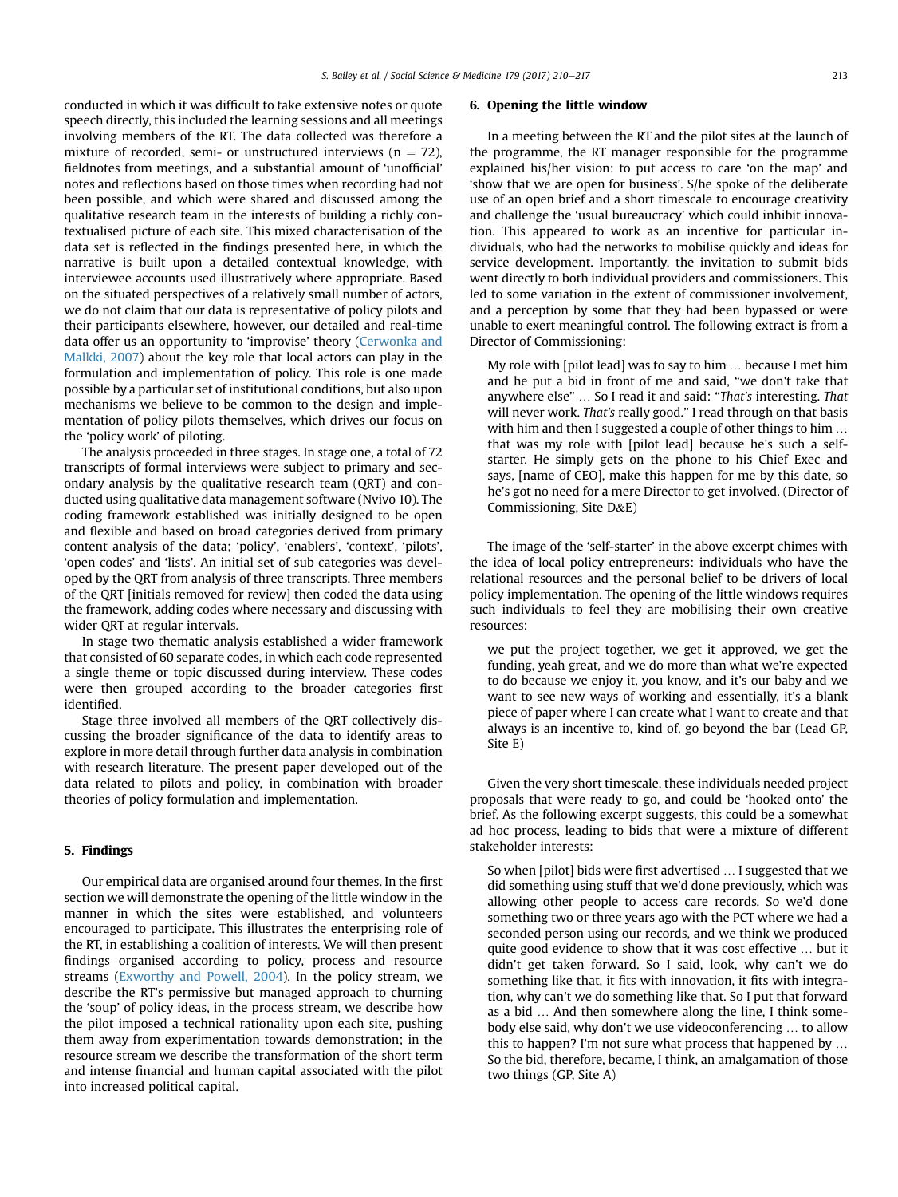conducted in which it was difficult to take extensive notes or quote speech directly, this included the learning sessions and all meetings involving members of the RT. The data collected was therefore a mixture of recorded, semi- or unstructured interviews ($n = 72$), fieldnotes from meetings, and a substantial amount of 'unofficial' notes and reflections based on those times when recording had not been possible, and which were shared and discussed among the qualitative research team in the interests of building a richly contextualised picture of each site. This mixed characterisation of the data set is reflected in the findings presented here, in which the narrative is built upon a detailed contextual knowledge, with interviewee accounts used illustratively where appropriate. Based on the situated perspectives of a relatively small number of actors, we do not claim that our data is representative of policy pilots and their participants elsewhere, however, our detailed and real-time data offer us an opportunity to 'improvise' theory (Cerwonka and Malkki, 2007) about the key role that local actors can play in the formulation and implementation of policy. This role is one made possible by a particular set of institutional conditions, but also upon mechanisms we believe to be common to the design and implementation of policy pilots themselves, which drives our focus on the 'policy work' of piloting.

The analysis proceeded in three stages. In stage one, a total of 72 transcripts of formal interviews were subject to primary and secondary analysis by the qualitative research team (QRT) and conducted using qualitative data management software (Nvivo 10). The coding framework established was initially designed to be open and flexible and based on broad categories derived from primary content analysis of the data; 'policy', 'enablers', 'context', 'pilots', 'open codes' and 'lists'. An initial set of sub categories was developed by the QRT from analysis of three transcripts. Three members of the QRT [initials removed for review] then coded the data using the framework, adding codes where necessary and discussing with wider QRT at regular intervals.

In stage two thematic analysis established a wider framework that consisted of 60 separate codes, in which each code represented a single theme or topic discussed during interview. These codes were then grouped according to the broader categories first identified.

Stage three involved all members of the QRT collectively discussing the broader significance of the data to identify areas to explore in more detail through further data analysis in combination with research literature. The present paper developed out of the data related to pilots and policy, in combination with broader theories of policy formulation and implementation.

## 5. Findings

Our empirical data are organised around four themes. In the first section we will demonstrate the opening of the little window in the manner in which the sites were established, and volunteers encouraged to participate. This illustrates the enterprising role of the RT, in establishing a coalition of interests. We will then present findings organised according to policy, process and resource streams (Exworthy and Powell, 2004). In the policy stream, we describe the RT's permissive but managed approach to churning the 'soup' of policy ideas, in the process stream, we describe how the pilot imposed a technical rationality upon each site, pushing them away from experimentation towards demonstration; in the resource stream we describe the transformation of the short term and intense financial and human capital associated with the pilot into increased political capital.

## 6. Opening the little window

In a meeting between the RT and the pilot sites at the launch of the programme, the RT manager responsible for the programme explained his/her vision: to put access to care 'on the map' and 'show that we are open for business'. S/he spoke of the deliberate use of an open brief and a short timescale to encourage creativity and challenge the 'usual bureaucracy' which could inhibit innovation. This appeared to work as an incentive for particular individuals, who had the networks to mobilise quickly and ideas for service development. Importantly, the invitation to submit bids went directly to both individual providers and commissioners. This led to some variation in the extent of commissioner involvement, and a perception by some that they had been bypassed or were unable to exert meaningful control. The following extract is from a Director of Commissioning:

> My role with [pilot lead] was to say to him … because I met him and he put a bid in front of me and said, "we don't take that anywhere else" … So I read it and said: "*That's* interesting. *That* will never work. *That's* really good." I read through on that basis with him and then I suggested a couple of other things to him … that was my role with [pilot lead] because he's such a self-starter. He simply gets on the phone to his Chief Exec and says, [name of CEO], make this happen for me by this date, so he's got no need for a mere Director to get involved. (Director of Commissioning, Site D&E)

The image of the 'self-starter' in the above excerpt chimes with the idea of local policy entrepreneurs: individuals who have the relational resources and the personal belief to be drivers of local policy implementation. The opening of the little windows requires such individuals to feel they are mobilising their own creative resources:

> we put the project together, we get it approved, we get the funding, yeah great, and we do more than what we're expected to do because we enjoy it, you know, and it's our baby and we want to see new ways of working and essentially, it's a blank piece of paper where I can create what I want to create and that always is an incentive to, kind of, go beyond the bar (Lead GP, Site E)

Given the very short timescale, these individuals needed project proposals that were ready to go, and could be 'hooked onto' the brief. As the following excerpt suggests, this could be a somewhat ad hoc process, leading to bids that were a mixture of different stakeholder interests:

> So when [pilot] bids were first advertised … I suggested that we did something using stuff that we'd done previously, which was allowing other people to access care records. So we'd done something two or three years ago with the PCT where we had a seconded person using our records, and we think we produced quite good evidence to show that it was cost effective … but it didn't get taken forward. So I said, look, why can't we do something like that, it fits with innovation, it fits with integration, why can't we do something like that. So I put that forward as a bid … And then somewhere along the line, I think somebody else said, why don't we use videoconferencing … to allow this to happen? I'm not sure what process that happened by … So the bid, therefore, became, I think, an amalgamation of those two things (GP, Site A)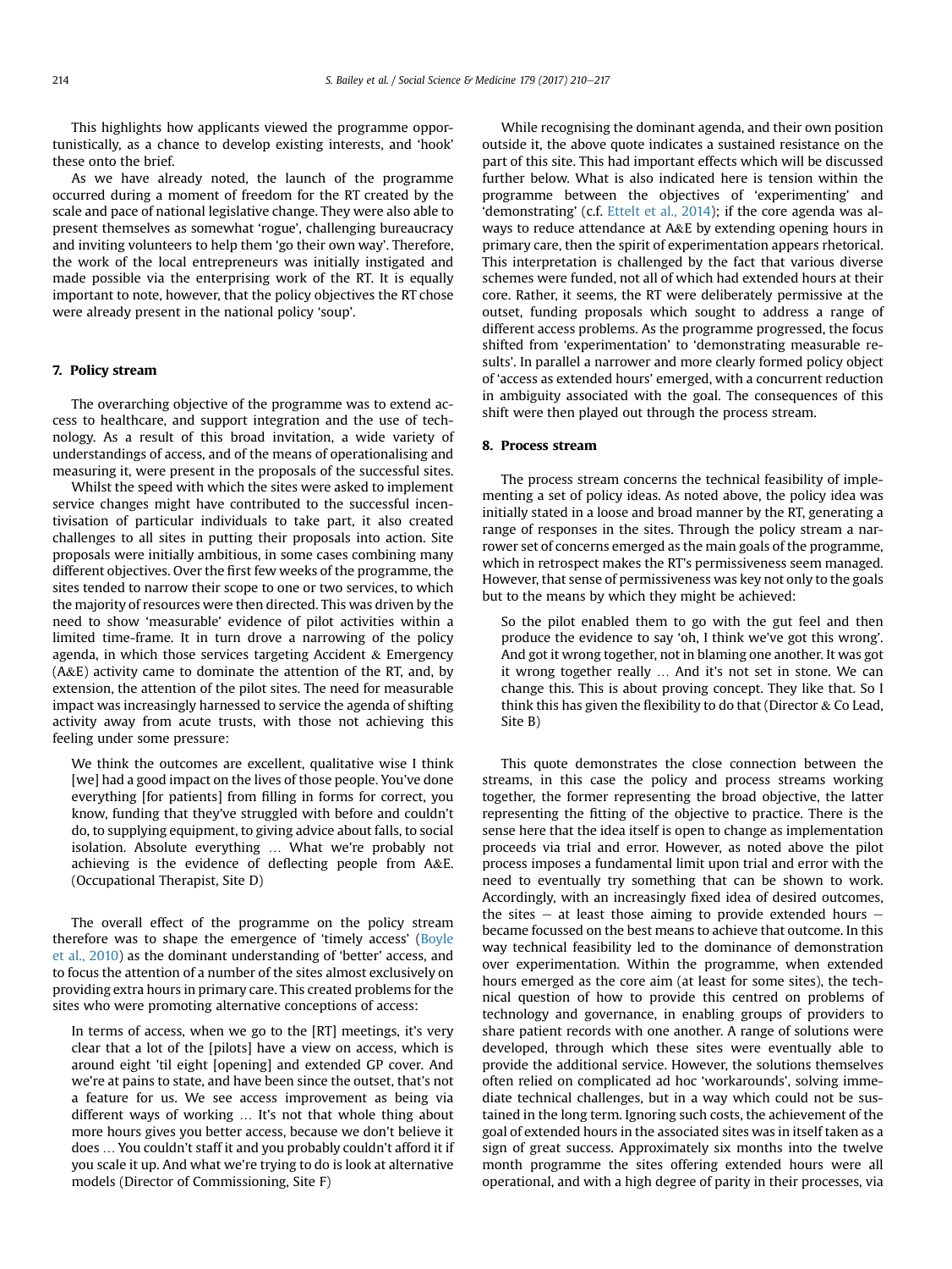This highlights how applicants viewed the programme opportunistically, as a chance to develop existing interests, and 'hook' these onto the brief.

As we have already noted, the launch of the programme occurred during a moment of freedom for the RT created by the scale and pace of national legislative change. They were also able to present themselves as somewhat 'rogue', challenging bureaucracy and inviting volunteers to help them 'go their own way'. Therefore, the work of the local entrepreneurs was initially instigated and made possible via the enterprising work of the RT. It is equally important to note, however, that the policy objectives the RT chose were already present in the national policy 'soup'.

## 7. Policy stream

The overarching objective of the programme was to extend access to healthcare, and support integration and the use of technology. As a result of this broad invitation, a wide variety of understandings of access, and of the means of operationalising and measuring it, were present in the proposals of the successful sites.

Whilst the speed with which the sites were asked to implement service changes might have contributed to the successful incentivisation of particular individuals to take part, it also created challenges to all sites in putting their proposals into action. Site proposals were initially ambitious, in some cases combining many different objectives. Over the first few weeks of the programme, the sites tended to narrow their scope to one or two services, to which the majority of resources were then directed. This was driven by the need to show 'measurable' evidence of pilot activities within a limited time-frame. It in turn drove a narrowing of the policy agenda, in which those services targeting Accident & Emergency (A&E) activity came to dominate the attention of the RT, and, by extension, the attention of the pilot sites. The need for measurable impact was increasingly harnessed to service the agenda of shifting activity away from acute trusts, with those not achieving this feeling under some pressure:

> We think the outcomes are excellent, qualitative wise I think [we] had a good impact on the lives of those people. You've done everything [for patients] from filling in forms for correct, you know, funding that they've struggled with before and couldn't do, to supplying equipment, to giving advice about falls, to social isolation. Absolute everything … What we're probably not achieving is the evidence of deflecting people from A&E. (Occupational Therapist, Site D)

The overall effect of the programme on the policy stream therefore was to shape the emergence of 'timely access' (Boyle et al., 2010) as the dominant understanding of 'better' access, and to focus the attention of a number of the sites almost exclusively on providing extra hours in primary care. This created problems for the sites who were promoting alternative conceptions of access:

> In terms of access, when we go to the [RT] meetings, it's very clear that a lot of the [pilots] have a view on access, which is around eight 'til eight [opening] and extended GP cover. And we're at pains to state, and have been since the outset, that's not a feature for us. We see access improvement as being via different ways of working … It's not that whole thing about more hours gives you better access, because we don't believe it does … You couldn't staff it and you probably couldn't afford it if you scale it up. And what we're trying to do is look at alternative models (Director of Commissioning, Site F)

While recognising the dominant agenda, and their own position outside it, the above quote indicates a sustained resistance on the part of this site. This had important effects which will be discussed further below. What is also indicated here is tension within the programme between the objectives of 'experimenting' and 'demonstrating' (c.f. Ettelt et al., 2014); if the core agenda was always to reduce attendance at A&E by extending opening hours in primary care, then the spirit of experimentation appears rhetorical. This interpretation is challenged by the fact that various diverse schemes were funded, not all of which had extended hours at their core. Rather, it seems, the RT were deliberately permissive at the outset, funding proposals which sought to address a range of different access problems. As the programme progressed, the focus shifted from 'experimentation' to 'demonstrating measurable results'. In parallel a narrower and more clearly formed policy object of 'access as extended hours' emerged, with a concurrent reduction in ambiguity associated with the goal. The consequences of this shift were then played out through the process stream.

## 8. Process stream

The process stream concerns the technical feasibility of implementing a set of policy ideas. As noted above, the policy idea was initially stated in a loose and broad manner by the RT, generating a range of responses in the sites. Through the policy stream a narrower set of concerns emerged as the main goals of the programme, which in retrospect makes the RT's permissiveness seem managed. However, that sense of permissiveness was key not only to the goals but to the means by which they might be achieved:

> So the pilot enabled them to go with the gut feel and then produce the evidence to say 'oh, I think we've got this wrong'. And got it wrong together, not in blaming one another. It was got it wrong together really … And it's not set in stone. We can change this. This is about proving concept. They like that. So I think this has given the flexibility to do that (Director & Co Lead, Site B)

This quote demonstrates the close connection between the streams, in this case the policy and process streams working together, the former representing the broad objective, the latter representing the fitting of the objective to practice. There is the sense here that the idea itself is open to change as implementation proceeds via trial and error. However, as noted above the pilot process imposes a fundamental limit upon trial and error with the need to eventually try something that can be shown to work. Accordingly, with an increasingly fixed idea of desired outcomes, the sites – at least those aiming to provide extended hours – became focussed on the best means to achieve that outcome. In this way technical feasibility led to the dominance of demonstration over experimentation. Within the programme, when extended hours emerged as the core aim (at least for some sites), the technical question of how to provide this centred on problems of technology and governance, in enabling groups of providers to share patient records with one another. A range of solutions were developed, through which these sites were eventually able to provide the additional service. However, the solutions themselves often relied on complicated ad hoc 'workarounds', solving immediate technical challenges, but in a way which could not be sustained in the long term. Ignoring such costs, the achievement of the goal of extended hours in the associated sites was in itself taken as a sign of great success. Approximately six months into the twelve month programme the sites offering extended hours were all operational, and with a high degree of parity in their processes, via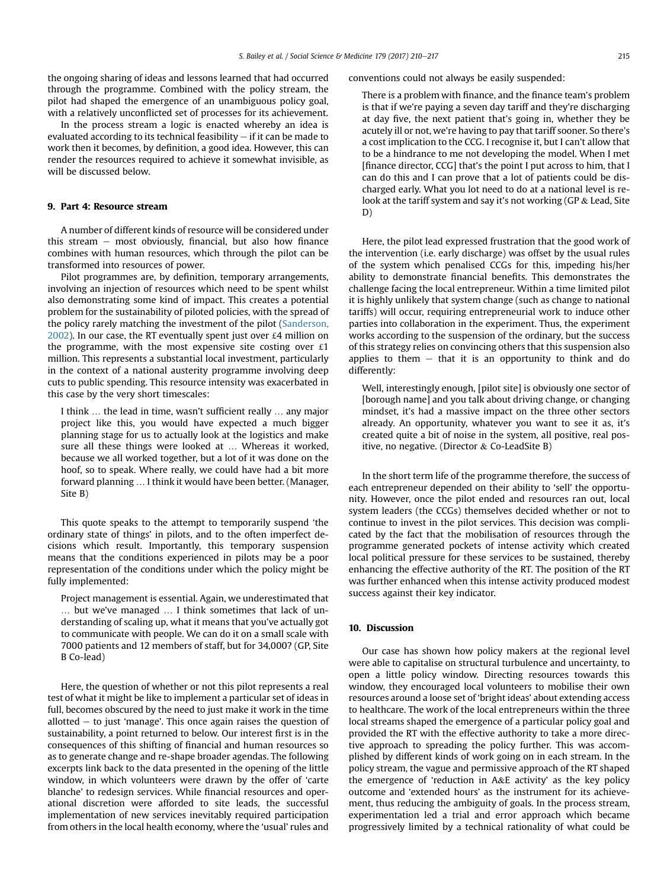the ongoing sharing of ideas and lessons learned that had occurred through the programme. Combined with the policy stream, the pilot had shaped the emergence of an unambiguous policy goal, with a relatively unconflicted set of processes for its achievement.

In the process stream a logic is enacted whereby an idea is evaluated according to its technical feasibility – if it can be made to work then it becomes, by definition, a good idea. However, this can render the resources required to achieve it somewhat invisible, as will be discussed below.

## 9. Part 4: Resource stream

A number of different kinds of resource will be considered under this stream – most obviously, financial, but also how finance combines with human resources, which through the pilot can be transformed into resources of power.

Pilot programmes are, by definition, temporary arrangements, involving an injection of resources which need to be spent whilst also demonstrating some kind of impact. This creates a potential problem for the sustainability of piloted policies, with the spread of the policy rarely matching the investment of the pilot (Sanderson, 2002). In our case, the RT eventually spent just over £4 million on the programme, with the most expensive site costing over £1 million. This represents a substantial local investment, particularly in the context of a national austerity programme involving deep cuts to public spending. This resource intensity was exacerbated in this case by the very short timescales:

> I think … the lead in time, wasn't sufficient really … any major project like this, you would have expected a much bigger planning stage for us to actually look at the logistics and make sure all these things were looked at … Whereas it worked, because we all worked together, but a lot of it was done on the hoof, so to speak. Where really, we could have had a bit more forward planning … I think it would have been better. (Manager, Site B)

This quote speaks to the attempt to temporarily suspend 'the ordinary state of things' in pilots, and to the often imperfect decisions which result. Importantly, this temporary suspension means that the conditions experienced in pilots may be a poor representation of the conditions under which the policy might be fully implemented:

> Project management is essential. Again, we underestimated that … but we've managed … I think sometimes that lack of understanding of scaling up, what it means that you've actually got to communicate with people. We can do it on a small scale with 7000 patients and 12 members of staff, but for 34,000? (GP, Site B Co-lead)

Here, the question of whether or not this pilot represents a real test of what it might be like to implement a particular set of ideas in full, becomes obscured by the need to just make it work in the time allotted – to just 'manage'. This once again raises the question of sustainability, a point returned to below. Our interest first is in the consequences of this shifting of financial and human resources so as to generate change and re-shape broader agendas. The following excerpts link back to the data presented in the opening of the little window, in which volunteers were drawn by the offer of 'carte blanche' to redesign services. While financial resources and operational discretion were afforded to site leads, the successful implementation of new services inevitably required participation from others in the local health economy, where the 'usual' rules and conventions could not always be easily suspended:

> There is a problem with finance, and the finance team's problem is that if we're paying a seven day tariff and they're discharging at day five, the next patient that's going in, whether they be acutely ill or not, we're having to pay that tariff sooner. So there's a cost implication to the CCG. I recognise it, but I can't allow that to be a hindrance to me not developing the model. When I met [finance director, CCG] that's the point I put across to him, that I can do this and I can prove that a lot of patients could be discharged early. What you lot need to do at a national level is relook at the tariff system and say it's not working (GP & Lead, Site D)

Here, the pilot lead expressed frustration that the good work of the intervention (i.e. early discharge) was offset by the usual rules of the system which penalised CCGs for this, impeding his/her ability to demonstrate financial benefits. This demonstrates the challenge facing the local entrepreneur. Within a time limited pilot it is highly unlikely that system change (such as change to national tariffs) will occur, requiring entrepreneurial work to induce other parties into collaboration in the experiment. Thus, the experiment works according to the suspension of the ordinary, but the success of this strategy relies on convincing others that this suspension also applies to them – that it is an opportunity to think and do differently:

> Well, interestingly enough, [pilot site] is obviously one sector of [borough name] and you talk about driving change, or changing mindset, it's had a massive impact on the three other sectors already. An opportunity, whatever you want to see it as, it's created quite a bit of noise in the system, all positive, real positive, no negative. (Director & Co-LeadSite B)

In the short term life of the programme therefore, the success of each entrepreneur depended on their ability to 'sell' the opportunity. However, once the pilot ended and resources ran out, local system leaders (the CCGs) themselves decided whether or not to continue to invest in the pilot services. This decision was complicated by the fact that the mobilisation of resources through the programme generated pockets of intense activity which created local political pressure for these services to be sustained, thereby enhancing the effective authority of the RT. The position of the RT was further enhanced when this intense activity produced modest success against their key indicator.

## 10. Discussion

Our case has shown how policy makers at the regional level were able to capitalise on structural turbulence and uncertainty, to open a little policy window. Directing resources towards this window, they encouraged local volunteers to mobilise their own resources around a loose set of 'bright ideas' about extending access to healthcare. The work of the local entrepreneurs within the three local streams shaped the emergence of a particular policy goal and provided the RT with the effective authority to take a more directive approach to spreading the policy further. This was accomplished by different kinds of work going on in each stream. In the policy stream, the vague and permissive approach of the RT shaped the emergence of 'reduction in A&E activity' as the key policy outcome and 'extended hours' as the instrument for its achievement, thus reducing the ambiguity of goals. In the process stream, experimentation led a trial and error approach which became progressively limited by a technical rationality of what could be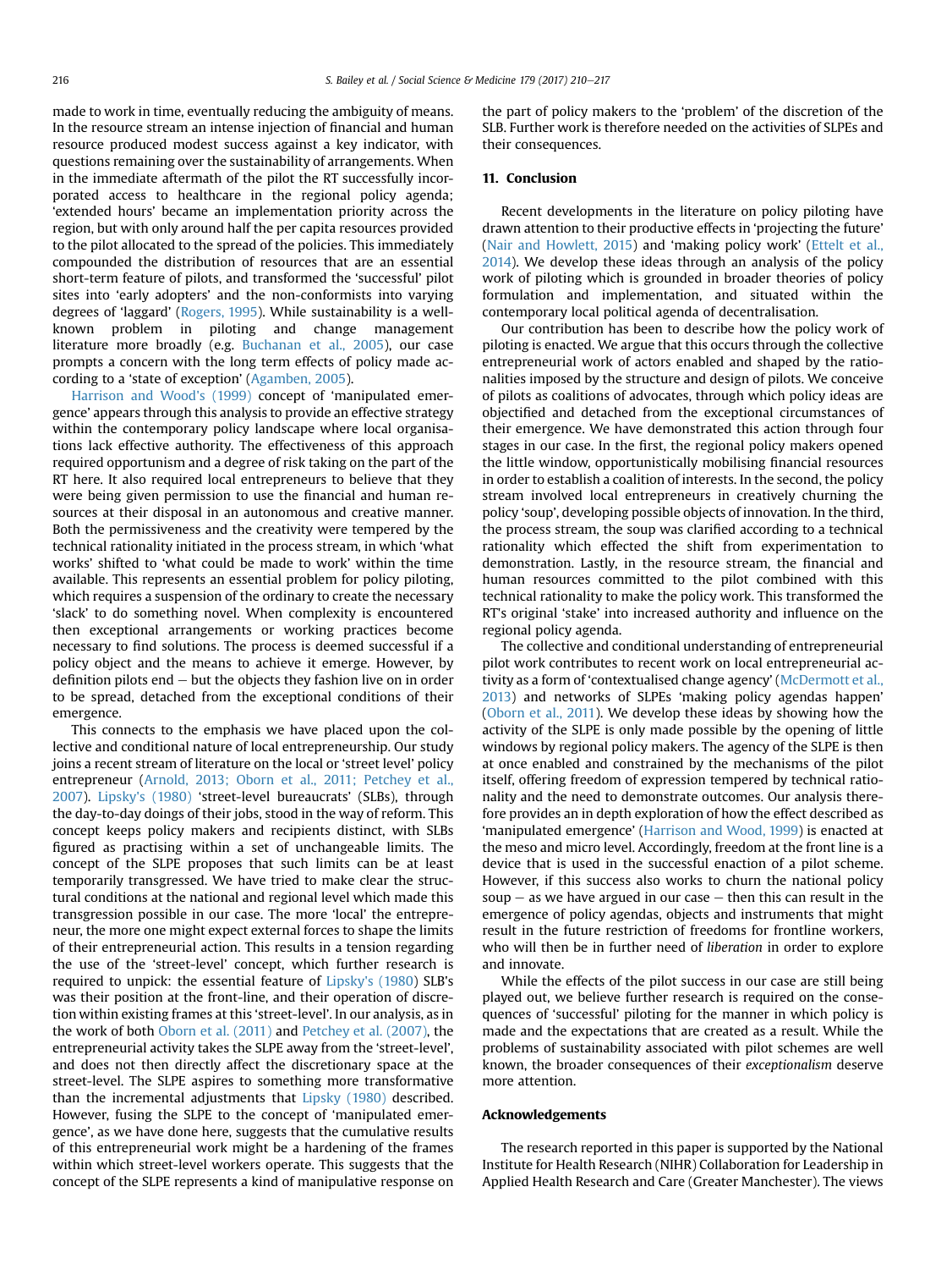made to work in time, eventually reducing the ambiguity of means. In the resource stream an intense injection of financial and human resource produced modest success against a key indicator, with questions remaining over the sustainability of arrangements. When in the immediate aftermath of the pilot the RT successfully incorporated access to healthcare in the regional policy agenda; 'extended hours' became an implementation priority across the region, but with only around half the per capita resources provided to the pilot allocated to the spread of the policies. This immediately compounded the distribution of resources that are an essential short-term feature of pilots, and transformed the 'successful' pilot sites into 'early adopters' and the non-conformists into varying degrees of 'laggard' (Rogers, 1995). While sustainability is a well-known problem in piloting and change management literature more broadly (e.g. Buchanan et al., 2005), our case prompts a concern with the long term effects of policy made according to a 'state of exception' (Agamben, 2005).

Harrison and Wood's (1999) concept of 'manipulated emergence' appears through this analysis to provide an effective strategy within the contemporary policy landscape where local organisations lack effective authority. The effectiveness of this approach required opportunism and a degree of risk taking on the part of the RT here. It also required local entrepreneurs to believe that they were being given permission to use the financial and human resources at their disposal in an autonomous and creative manner. Both the permissiveness and the creativity were tempered by the technical rationality initiated in the process stream, in which 'what works' shifted to 'what could be made to work' within the time available. This represents an essential problem for policy piloting, which requires a suspension of the ordinary to create the necessary 'slack' to do something novel. When complexity is encountered then exceptional arrangements or working practices become necessary to find solutions. The process is deemed successful if a policy object and the means to achieve it emerge. However, by definition pilots end – but the objects they fashion live on in order to be spread, detached from the exceptional conditions of their emergence.

This connects to the emphasis we have placed upon the collective and conditional nature of local entrepreneurship. Our study joins a recent stream of literature on the local or 'street level' policy entrepreneur (Arnold, 2013; Oborn et al., 2011; Petchey et al., 2007). Lipsky's (1980) 'street-level bureaucrats' (SLBs), through the day-to-day doings of their jobs, stood in the way of reform. This concept keeps policy makers and recipients distinct, with SLBs figured as practising within a set of unchangeable limits. The concept of the SLPE proposes that such limits can be at least temporarily transgressed. We have tried to make clear the structural conditions at the national and regional level which made this transgression possible in our case. The more 'local' the entrepreneur, the more one might expect external forces to shape the limits of their entrepreneurial action. This results in a tension regarding the use of the 'street-level' concept, which further research is required to unpick: the essential feature of Lipsky's (1980) SLB's was their position at the front-line, and their operation of discretion within existing frames at this 'street-level'. In our analysis, as in the work of both Oborn et al. (2011) and Petchey et al. (2007), the entrepreneurial activity takes the SLPE away from the 'street-level', and does not then directly affect the discretionary space at the street-level. The SLPE aspires to something more transformative than the incremental adjustments that Lipsky (1980) described. However, fusing the SLPE to the concept of 'manipulated emergence', as we have done here, suggests that the cumulative results of this entrepreneurial work might be a hardening of the frames within which street-level workers operate. This suggests that the concept of the SLPE represents a kind of manipulative response on the part of policy makers to the 'problem' of the discretion of the SLB. Further work is therefore needed on the activities of SLPEs and their consequences.

## 11. Conclusion

Recent developments in the literature on policy piloting have drawn attention to their productive effects in 'projecting the future' (Nair and Howlett, 2015) and 'making policy work' (Ettelt et al., 2014). We develop these ideas through an analysis of the policy work of piloting which is grounded in broader theories of policy formulation and implementation, and situated within the contemporary local political agenda of decentralisation.

Our contribution has been to describe how the policy work of piloting is enacted. We argue that this occurs through the collective entrepreneurial work of actors enabled and shaped by the rationalities imposed by the structure and design of pilots. We conceive of pilots as coalitions of advocates, through which policy ideas are objectified and detached from the exceptional circumstances of their emergence. We have demonstrated this action through four stages in our case. In the first, the regional policy makers opened the little window, opportunistically mobilising financial resources in order to establish a coalition of interests. In the second, the policy stream involved local entrepreneurs in creatively churning the policy 'soup', developing possible objects of innovation. In the third, the process stream, the soup was clarified according to a technical rationality which effected the shift from experimentation to demonstration. Lastly, in the resource stream, the financial and human resources committed to the pilot combined with this technical rationality to make the policy work. This transformed the RT's original 'stake' into increased authority and influence on the regional policy agenda.

The collective and conditional understanding of entrepreneurial pilot work contributes to recent work on local entrepreneurial activity as a form of 'contextualised change agency' (McDermott et al., 2013) and networks of SLPEs 'making policy agendas happen' (Oborn et al., 2011). We develop these ideas by showing how the activity of the SLPE is only made possible by the opening of little windows by regional policy makers. The agency of the SLPE is then at once enabled and constrained by the mechanisms of the pilot itself, offering freedom of expression tempered by technical rationality and the need to demonstrate outcomes. Our analysis therefore provides an in depth exploration of how the effect described as 'manipulated emergence' (Harrison and Wood, 1999) is enacted at the meso and micro level. Accordingly, freedom at the front line is a device that is used in the successful enaction of a pilot scheme. However, if this success also works to churn the national policy soup – as we have argued in our case – then this can result in the emergence of policy agendas, objects and instruments that might result in the future restriction of freedoms for frontline workers, who will then be in further need of *liberation* in order to explore and innovate.

While the effects of the pilot success in our case are still being played out, we believe further research is required on the consequences of 'successful' piloting for the manner in which policy is made and the expectations that are created as a result. While the problems of sustainability associated with pilot schemes are well known, the broader consequences of their *exceptionalism* deserve more attention.

## Acknowledgements

The research reported in this paper is supported by the National Institute for Health Research (NIHR) Collaboration for Leadership in Applied Health Research and Care (Greater Manchester). The views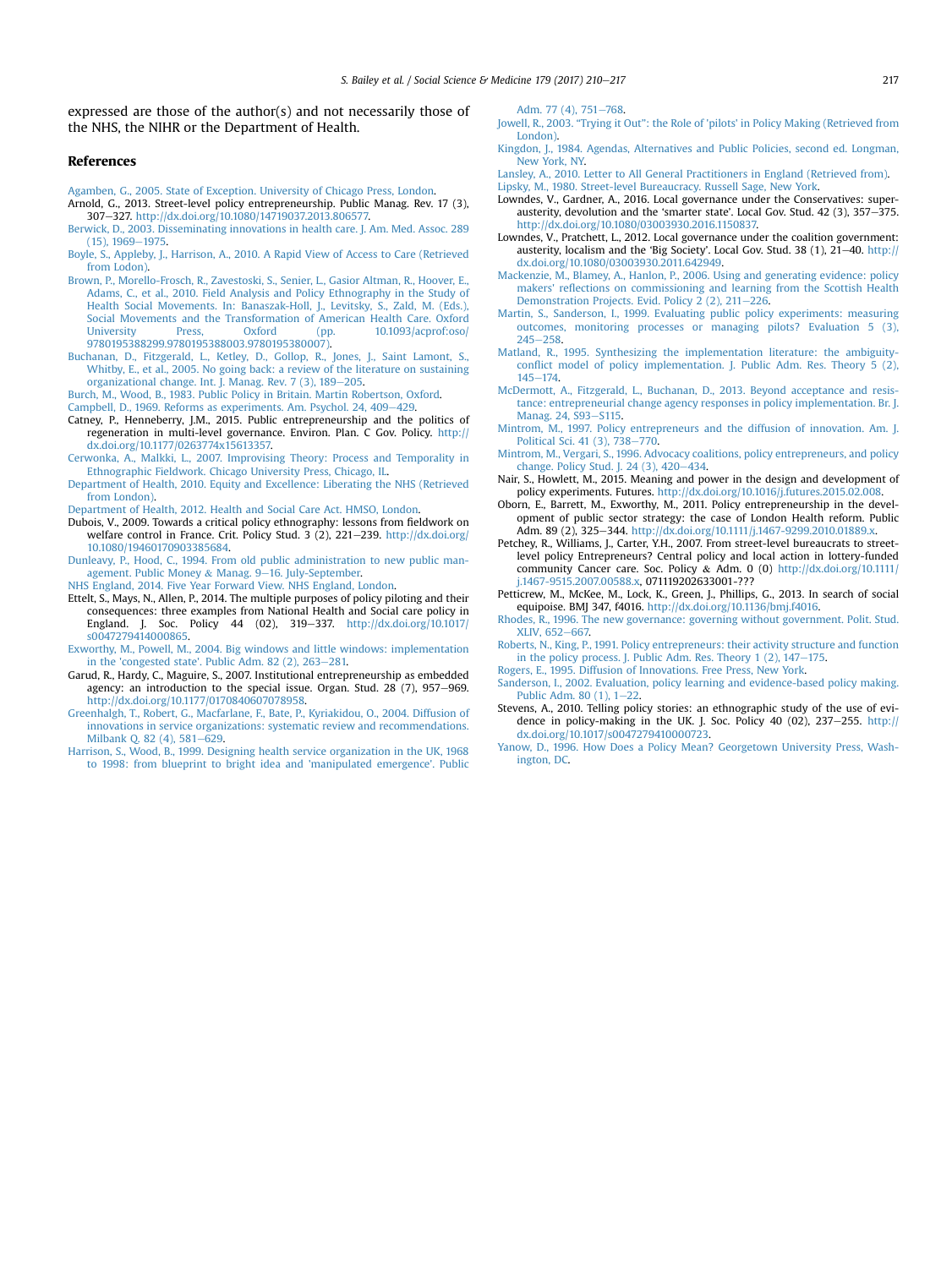expressed are those of the author(s) and not necessarily those of the NHS, the NIHR or the Department of Health.

## References

Agamben, G., 2005. State of Exception. University of Chicago Press, London.

Arnold, G., 2013. Street-level policy entrepreneurship. Public Manag. Rev. 17 (3), 307–327. http://dx.doi.org/10.1080/14719037.2013.806577.

Berwick, D., 2003. Disseminating innovations in health care. J. Am. Med. Assoc. 289 (15), 1969–1975.

Boyle, S., Appleby, J., Harrison, A., 2010. A Rapid View of Access to Care (Retrieved from Lodon).

Brown, P., Morello-Frosch, R., Zavestoski, S., Senier, L., Gasior Altman, R., Hoover, E., Adams, C., et al., 2010. Field Analysis and Policy Ethnography in the Study of Health Social Movements. In: Banaszak-Holl, J., Levitsky, S., Zald, M. (Eds.), Social Movements and the Transformation of American Health Care. Oxford University Press, Oxford (pp. 10.1093/acprof:oso/9780195388299.9780195388003.9780195380007).

Buchanan, D., Fitzgerald, L., Ketley, D., Gollop, R., Jones, J., Saint Lamont, S., Whitby, E., et al., 2005. No going back: a review of the literature on sustaining organizational change. Int. J. Manag. Rev. 7 (3), 189–205.

Burch, M., Wood, B., 1983. Public Policy in Britain. Martin Robertson, Oxford.

Campbell, D., 1969. Reforms as experiments. Am. Psychol. 24, 409–429.

Catney, P., Henneberry, J.M., 2015. Public entrepreneurship and the politics of regeneration in multi-level governance. Environ. Plan. C Gov. Policy. http://dx.doi.org/10.1177/0263774x15613357.

Cerwonka, A., Malkki, L., 2007. Improvising Theory: Process and Temporality in Ethnographic Fieldwork. Chicago University Press, Chicago, IL.

Department of Health, 2010. Equity and Excellence: Liberating the NHS (Retrieved from London).

Department of Health, 2012. Health and Social Care Act. HMSO, London.

Dubois, V., 2009. Towards a critical policy ethnography: lessons from fieldwork on welfare control in France. Crit. Policy Stud. 3 (2), 221–239. http://dx.doi.org/10.1080/19460170903385684.

Dunleavy, P., Hood, C., 1994. From old public administration to new public management. Public Money & Manag. 9–16. July-September.

NHS England, 2014. Five Year Forward View. NHS England, London.

Ettelt, S., Mays, N., Allen, P., 2014. The multiple purposes of policy piloting and their consequences: three examples from National Health and Social care policy in England. J. Soc. Policy 44 (02), 319–337. http://dx.doi.org/10.1017/s0047279414000865.

Exworthy, M., Powell, M., 2004. Big windows and little windows: implementation in the 'congested state'. Public Adm. 82 (2), 263–281.

Garud, R., Hardy, C., Maguire, S., 2007. Institutional entrepreneurship as embedded agency: an introduction to the special issue. Organ. Stud. 28 (7), 957–969. http://dx.doi.org/10.1177/0170840607078958.

Greenhalgh, T., Robert, G., Macfarlane, F., Bate, P., Kyriakidou, O., 2004. Diffusion of innovations in service organizations: systematic review and recommendations. Milbank Q. 82 (4), 581–629.

Harrison, S., Wood, B., 1999. Designing health service organization in the UK, 1968 to 1998: from blueprint to bright idea and 'manipulated emergence'. Public Adm. 77 (4), 751–768.

Jowell, R., 2003. "Trying it Out": the Role of 'pilots' in Policy Making (Retrieved from London).

Kingdon, J., 1984. Agendas, Alternatives and Public Policies, second ed. Longman, New York, NY.

Lansley, A., 2010. Letter to All General Practitioners in England (Retrieved from).

Lipsky, M., 1980. Street-level Bureaucracy. Russell Sage, New York.

Lowndes, V., Gardner, A., 2016. Local governance under the Conservatives: super-austerity, devolution and the 'smarter state'. Local Gov. Stud. 42 (3), 357–375. http://dx.doi.org/10.1080/03003930.2016.1150837.

Lowndes, V., Pratchett, L., 2012. Local governance under the coalition government: austerity, localism and the 'Big Society'. Local Gov. Stud. 38 (1), 21–40. http://dx.doi.org/10.1080/03003930.2011.642949.

Mackenzie, M., Blamey, A., Hanlon, P., 2006. Using and generating evidence: policy makers' reflections on commissioning and learning from the Scottish Health Demonstration Projects. Evid. Policy 2 (2), 211–226.

Martin, S., Sanderson, I., 1999. Evaluating public policy experiments: measuring outcomes, monitoring processes or managing pilots? Evaluation 5 (3), 245–258.

Matland, R., 1995. Synthesizing the implementation literature: the ambiguity-conflict model of policy implementation. J. Public Adm. Res. Theory 5 (2), 145–174.

McDermott, A., Fitzgerald, L., Buchanan, D., 2013. Beyond acceptance and resistance: entrepreneurial change agency responses in policy implementation. Br. J. Manag. 24, S93–S115.

Mintrom, M., 1997. Policy entrepreneurs and the diffusion of innovation. Am. J. Political Sci. 41 (3), 738–770.

Mintrom, M., Vergari, S., 1996. Advocacy coalitions, policy entrepreneurs, and policy change. Policy Stud. J. 24 (3), 420–434.

Nair, S., Howlett, M., 2015. Meaning and power in the design and development of policy experiments. Futures. http://dx.doi.org/10.1016/j.futures.2015.02.008.

Oborn, E., Barrett, M., Exworthy, M., 2011. Policy entrepreneurship in the development of public sector strategy: the case of London Health reform. Public Adm. 89 (2), 325–344. http://dx.doi.org/10.1111/j.1467-9299.2010.01889.x.

Petchey, R., Williams, J., Carter, Y.H., 2007. From street-level bureaucrats to street-level policy Entrepreneurs? Central policy and local action in lottery-funded community Cancer care. Soc. Policy & Adm. 0 (0) http://dx.doi.org/10.1111/j.1467-9515.2007.00588.x, 071119202633001-???

Petticrew, M., McKee, M., Lock, K., Green, J., Phillips, G., 2013. In search of social equipoise. BMJ 347, f4016. http://dx.doi.org/10.1136/bmj.f4016.

Rhodes, R., 1996. The new governance: governing without government. Polit. Stud. XLIV, 652–667.

Roberts, N., King, P., 1991. Policy entrepreneurs: their activity structure and function in the policy process. J. Public Adm. Res. Theory 1 (2), 147–175.

Rogers, E., 1995. Diffusion of Innovations. Free Press, New York.

Sanderson, I., 2002. Evaluation, policy learning and evidence-based policy making. Public Adm. 80 (1), 1–22.

Stevens, A., 2010. Telling policy stories: an ethnographic study of the use of evidence in policy-making in the UK. J. Soc. Policy 40 (02), 237–255. http://dx.doi.org/10.1017/s0047279410000723.

Yanow, D., 1996. How Does a Policy Mean? Georgetown University Press, Washington, DC.